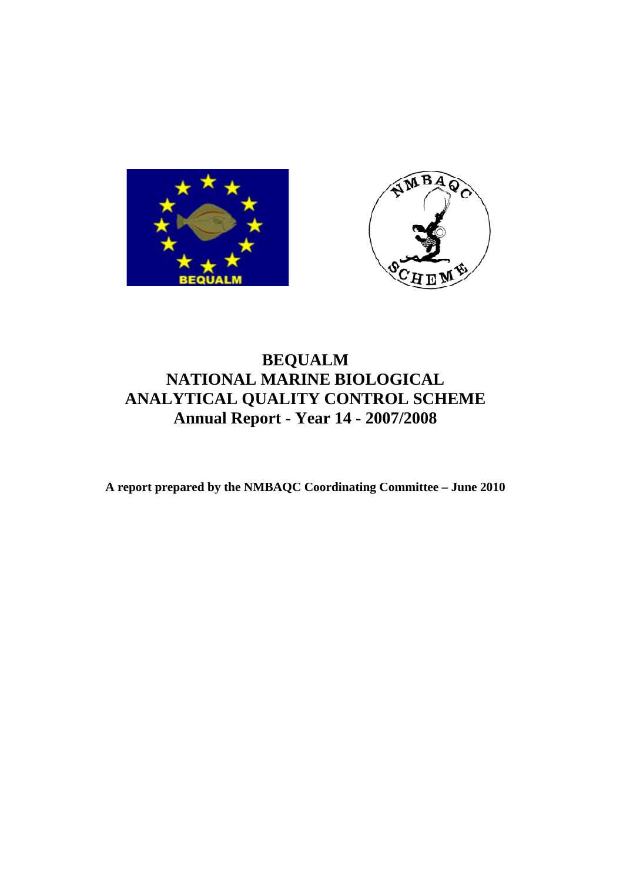# BEQUALM
# NATIONAL MARINE BIOLOGICAL ANALYTICAL QUALITY CONTROL SCHEME
# Annual Report - Year 14 - 2007/2008

**A report prepared by the NMBAQC Coordinating Committee – June 2010**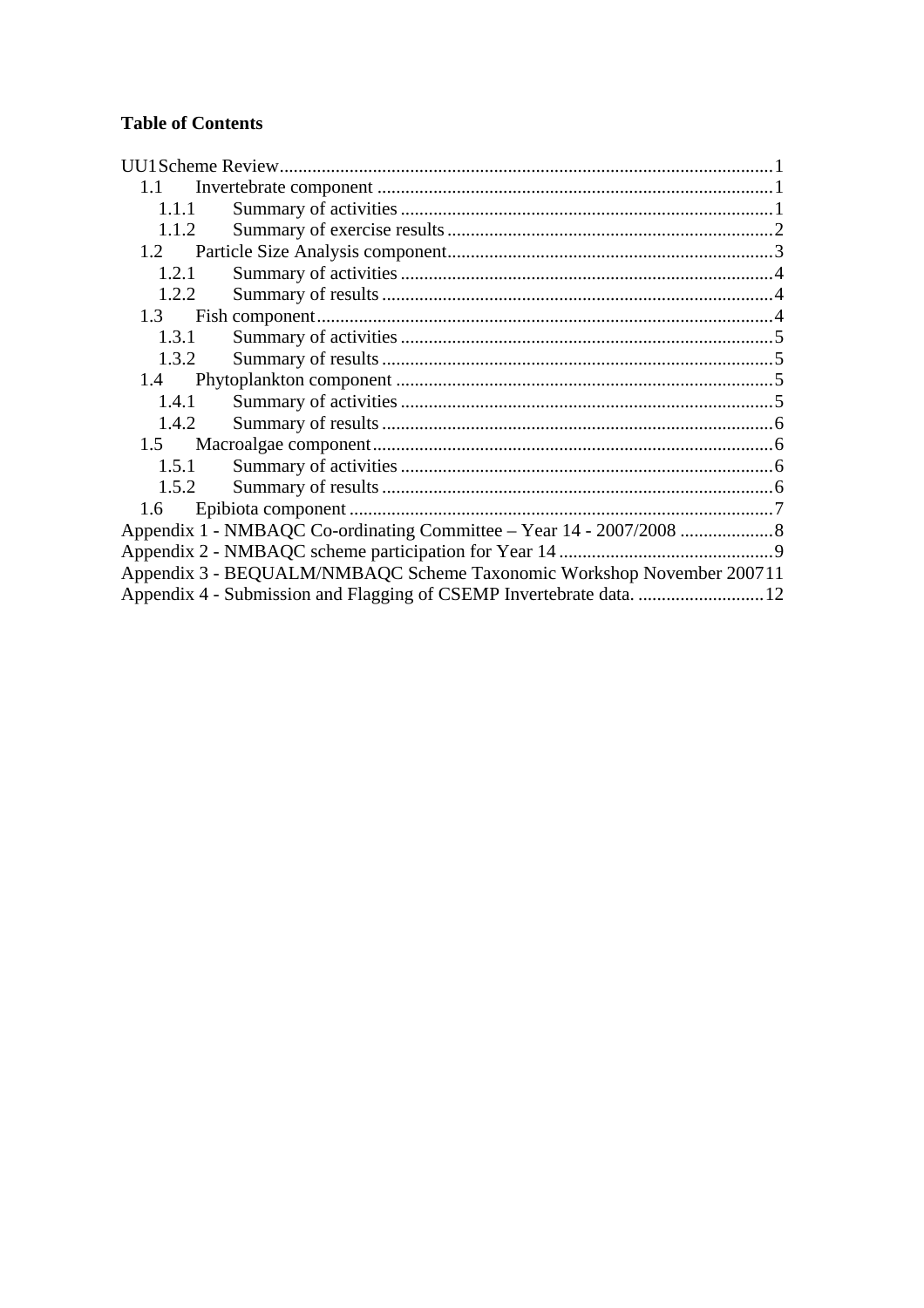**Table of Contents**

UU1Scheme Review ..... 1
- 1.1 Invertebrate component ..... 1
  - 1.1.1 Summary of activities ..... 1
  - 1.1.2 Summary of exercise results ..... 2
- 1.2 Particle Size Analysis component ..... 3
  - 1.2.1 Summary of activities ..... 4
  - 1.2.2 Summary of results ..... 4
- 1.3 Fish component ..... 4
  - 1.3.1 Summary of activities ..... 5
  - 1.3.2 Summary of results ..... 5
- 1.4 Phytoplankton component ..... 5
  - 1.4.1 Summary of activities ..... 5
  - 1.4.2 Summary of results ..... 6
- 1.5 Macroalgae component ..... 6
  - 1.5.1 Summary of activities ..... 6
  - 1.5.2 Summary of results ..... 6
- 1.6 Epibiota component ..... 7

Appendix 1 - NMBAQC Co-ordinating Committee – Year 14 - 2007/2008 ..... 8
Appendix 2 - NMBAQC scheme participation for Year 14 ..... 9
Appendix 3 - BEQUALM/NMBAQC Scheme Taxonomic Workshop November 2007 ..... 11
Appendix 4 - Submission and Flagging of CSEMP Invertebrate data. ..... 12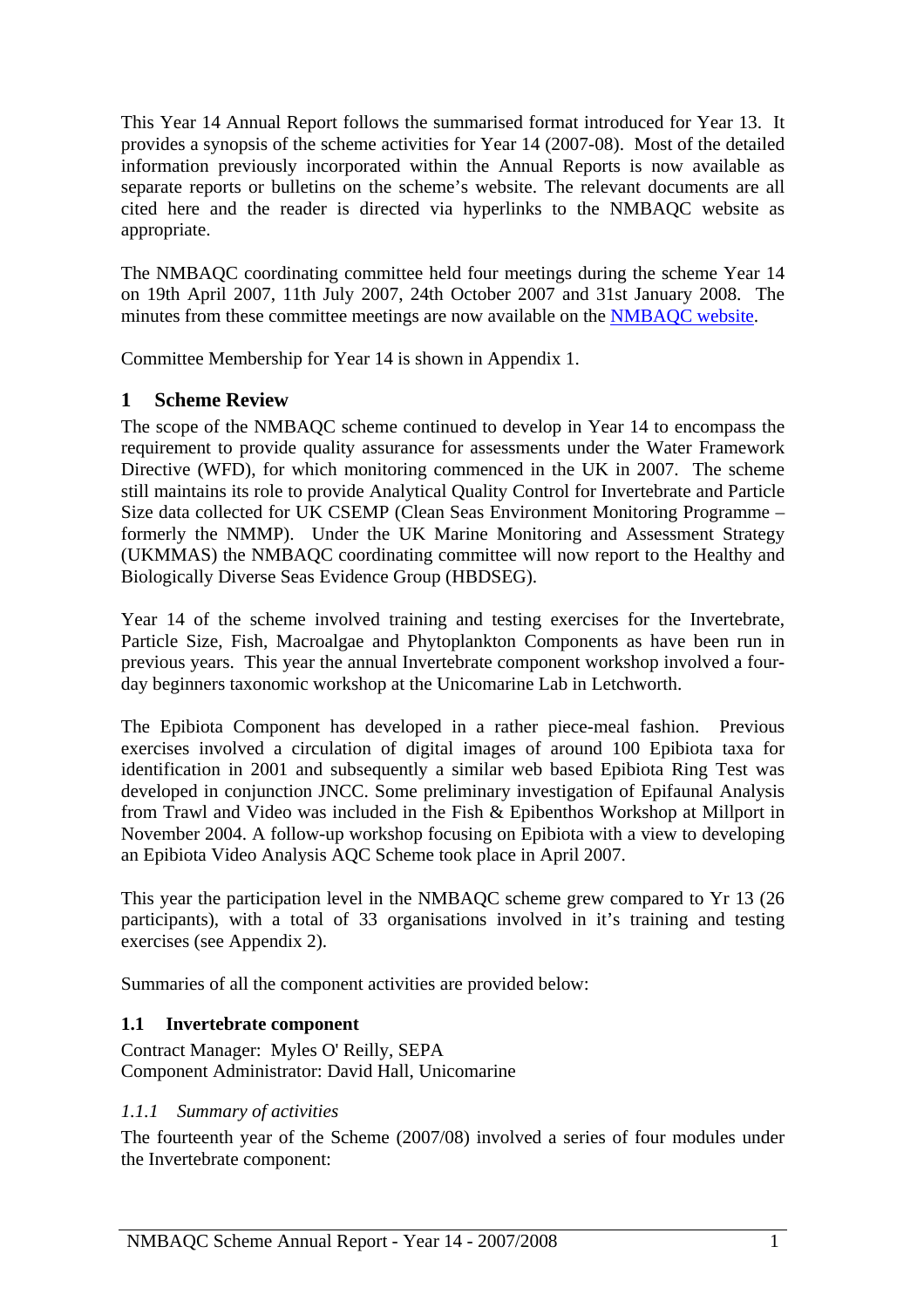This Year 14 Annual Report follows the summarised format introduced for Year 13. It provides a synopsis of the scheme activities for Year 14 (2007-08). Most of the detailed information previously incorporated within the Annual Reports is now available as separate reports or bulletins on the scheme's website. The relevant documents are all cited here and the reader is directed via hyperlinks to the NMBAQC website as appropriate.

The NMBAQC coordinating committee held four meetings during the scheme Year 14 on 19th April 2007, 11th July 2007, 24th October 2007 and 31st January 2008. The minutes from these committee meetings are now available on the NMBAQC website.

Committee Membership for Year 14 is shown in Appendix 1.

# 1 Scheme Review

The scope of the NMBAQC scheme continued to develop in Year 14 to encompass the requirement to provide quality assurance for assessments under the Water Framework Directive (WFD), for which monitoring commenced in the UK in 2007. The scheme still maintains its role to provide Analytical Quality Control for Invertebrate and Particle Size data collected for UK CSEMP (Clean Seas Environment Monitoring Programme – formerly the NMMP). Under the UK Marine Monitoring and Assessment Strategy (UKMMAS) the NMBAQC coordinating committee will now report to the Healthy and Biologically Diverse Seas Evidence Group (HBDSEG).

Year 14 of the scheme involved training and testing exercises for the Invertebrate, Particle Size, Fish, Macroalgae and Phytoplankton Components as have been run in previous years. This year the annual Invertebrate component workshop involved a four-day beginners taxonomic workshop at the Unicomarine Lab in Letchworth.

The Epibiota Component has developed in a rather piece-meal fashion. Previous exercises involved a circulation of digital images of around 100 Epibiota taxa for identification in 2001 and subsequently a similar web based Epibiota Ring Test was developed in conjunction JNCC. Some preliminary investigation of Epifaunal Analysis from Trawl and Video was included in the Fish & Epibenthos Workshop at Millport in November 2004. A follow-up workshop focusing on Epibiota with a view to developing an Epibiota Video Analysis AQC Scheme took place in April 2007.

This year the participation level in the NMBAQC scheme grew compared to Yr 13 (26 participants), with a total of 33 organisations involved in it's training and testing exercises (see Appendix 2).

Summaries of all the component activities are provided below:

## 1.1 Invertebrate component

Contract Manager: Myles O' Reilly, SEPA
Component Administrator: David Hall, Unicomarine

### *1.1.1 Summary of activities*

The fourteenth year of the Scheme (2007/08) involved a series of four modules under the Invertebrate component: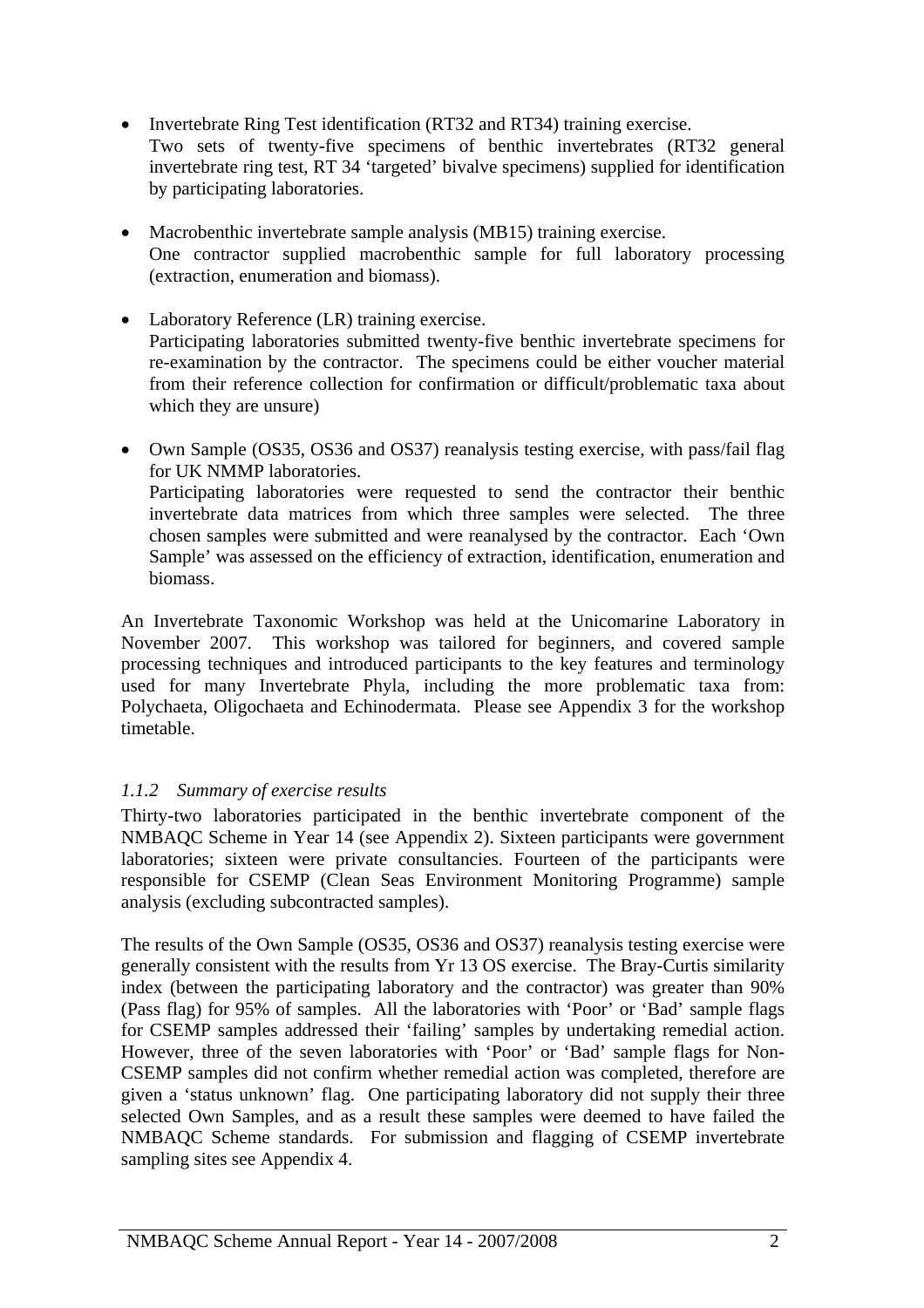- Invertebrate Ring Test identification (RT32 and RT34) training exercise.
  Two sets of twenty-five specimens of benthic invertebrates (RT32 general invertebrate ring test, RT 34 'targeted' bivalve specimens) supplied for identification by participating laboratories.

- Macrobenthic invertebrate sample analysis (MB15) training exercise.
  One contractor supplied macrobenthic sample for full laboratory processing (extraction, enumeration and biomass).

- Laboratory Reference (LR) training exercise.
  Participating laboratories submitted twenty-five benthic invertebrate specimens for re-examination by the contractor. The specimens could be either voucher material from their reference collection for confirmation or difficult/problematic taxa about which they are unsure)

- Own Sample (OS35, OS36 and OS37) reanalysis testing exercise, with pass/fail flag for UK NMMP laboratories.
  Participating laboratories were requested to send the contractor their benthic invertebrate data matrices from which three samples were selected. The three chosen samples were submitted and were reanalysed by the contractor. Each 'Own Sample' was assessed on the efficiency of extraction, identification, enumeration and biomass.

An Invertebrate Taxonomic Workshop was held at the Unicomarine Laboratory in November 2007. This workshop was tailored for beginners, and covered sample processing techniques and introduced participants to the key features and terminology used for many Invertebrate Phyla, including the more problematic taxa from: Polychaeta, Oligochaeta and Echinodermata. Please see Appendix 3 for the workshop timetable.

### *1.1.2 Summary of exercise results*

Thirty-two laboratories participated in the benthic invertebrate component of the NMBAQC Scheme in Year 14 (see Appendix 2). Sixteen participants were government laboratories; sixteen were private consultancies. Fourteen of the participants were responsible for CSEMP (Clean Seas Environment Monitoring Programme) sample analysis (excluding subcontracted samples).

The results of the Own Sample (OS35, OS36 and OS37) reanalysis testing exercise were generally consistent with the results from Yr 13 OS exercise. The Bray-Curtis similarity index (between the participating laboratory and the contractor) was greater than 90% (Pass flag) for 95% of samples. All the laboratories with 'Poor' or 'Bad' sample flags for CSEMP samples addressed their 'failing' samples by undertaking remedial action. However, three of the seven laboratories with 'Poor' or 'Bad' sample flags for Non-CSEMP samples did not confirm whether remedial action was completed, therefore are given a 'status unknown' flag. One participating laboratory did not supply their three selected Own Samples, and as a result these samples were deemed to have failed the NMBAQC Scheme standards. For submission and flagging of CSEMP invertebrate sampling sites see Appendix 4.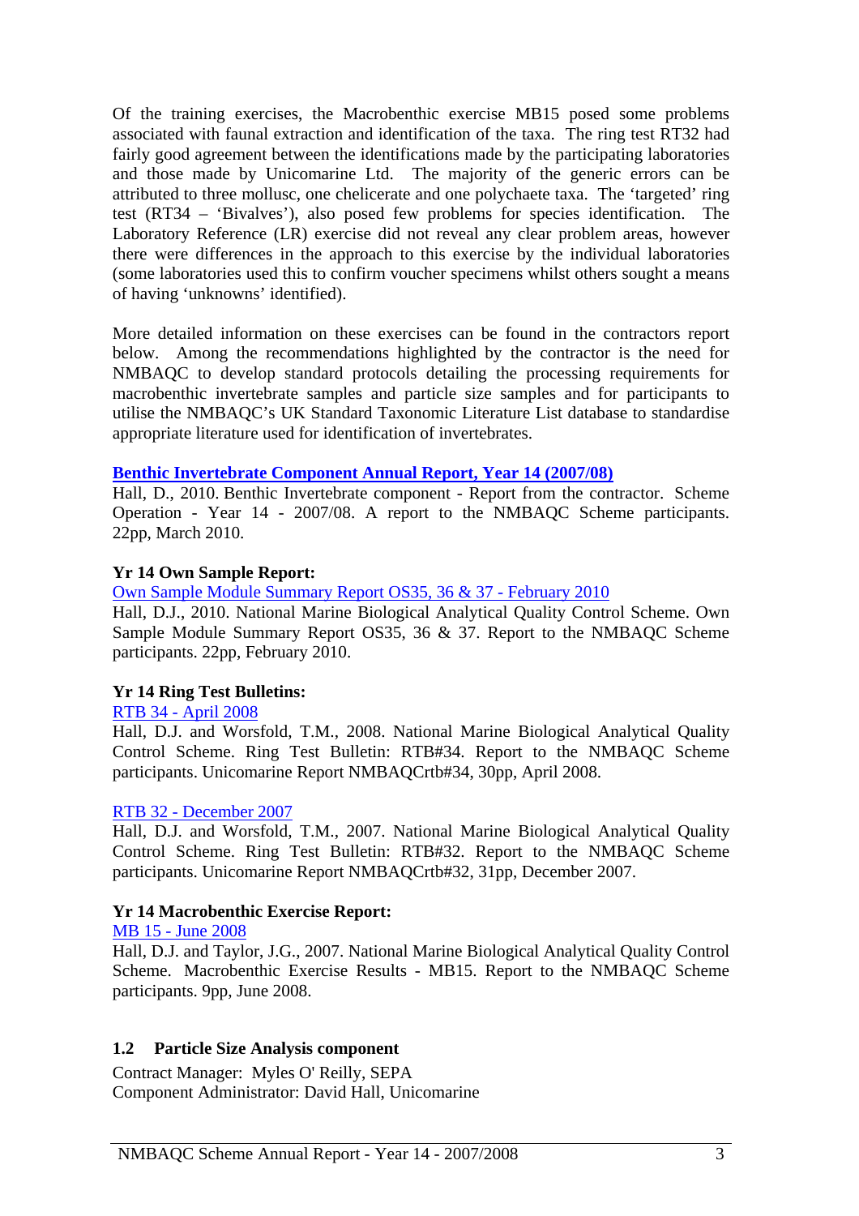Of the training exercises, the Macrobenthic exercise MB15 posed some problems associated with faunal extraction and identification of the taxa. The ring test RT32 had fairly good agreement between the identifications made by the participating laboratories and those made by Unicomarine Ltd. The majority of the generic errors can be attributed to three mollusc, one chelicerate and one polychaete taxa. The 'targeted' ring test (RT34 – 'Bivalves'), also posed few problems for species identification. The Laboratory Reference (LR) exercise did not reveal any clear problem areas, however there were differences in the approach to this exercise by the individual laboratories (some laboratories used this to confirm voucher specimens whilst others sought a means of having 'unknowns' identified).

More detailed information on these exercises can be found in the contractors report below. Among the recommendations highlighted by the contractor is the need for NMBAQC to develop standard protocols detailing the processing requirements for macrobenthic invertebrate samples and particle size samples and for participants to utilise the NMBAQC's UK Standard Taxonomic Literature List database to standardise appropriate literature used for identification of invertebrates.

**Benthic Invertebrate Component Annual Report, Year 14 (2007/08)**
Hall, D., 2010. Benthic Invertebrate component - Report from the contractor. Scheme Operation - Year 14 - 2007/08. A report to the NMBAQC Scheme participants. 22pp, March 2010.

**Yr 14 Own Sample Report:**
Own Sample Module Summary Report OS35, 36 & 37 - February 2010
Hall, D.J., 2010. National Marine Biological Analytical Quality Control Scheme. Own Sample Module Summary Report OS35, 36 & 37. Report to the NMBAQC Scheme participants. 22pp, February 2010.

**Yr 14 Ring Test Bulletins:**
RTB 34 - April 2008
Hall, D.J. and Worsfold, T.M., 2008. National Marine Biological Analytical Quality Control Scheme. Ring Test Bulletin: RTB#34. Report to the NMBAQC Scheme participants. Unicomarine Report NMBAQCrtb#34, 30pp, April 2008.

RTB 32 - December 2007
Hall, D.J. and Worsfold, T.M., 2007. National Marine Biological Analytical Quality Control Scheme. Ring Test Bulletin: RTB#32. Report to the NMBAQC Scheme participants. Unicomarine Report NMBAQCrtb#32, 31pp, December 2007.

**Yr 14 Macrobenthic Exercise Report:**
MB 15 - June 2008
Hall, D.J. and Taylor, J.G., 2007. National Marine Biological Analytical Quality Control Scheme. Macrobenthic Exercise Results - MB15. Report to the NMBAQC Scheme participants. 9pp, June 2008.

## 1.2 Particle Size Analysis component

Contract Manager: Myles O' Reilly, SEPA
Component Administrator: David Hall, Unicomarine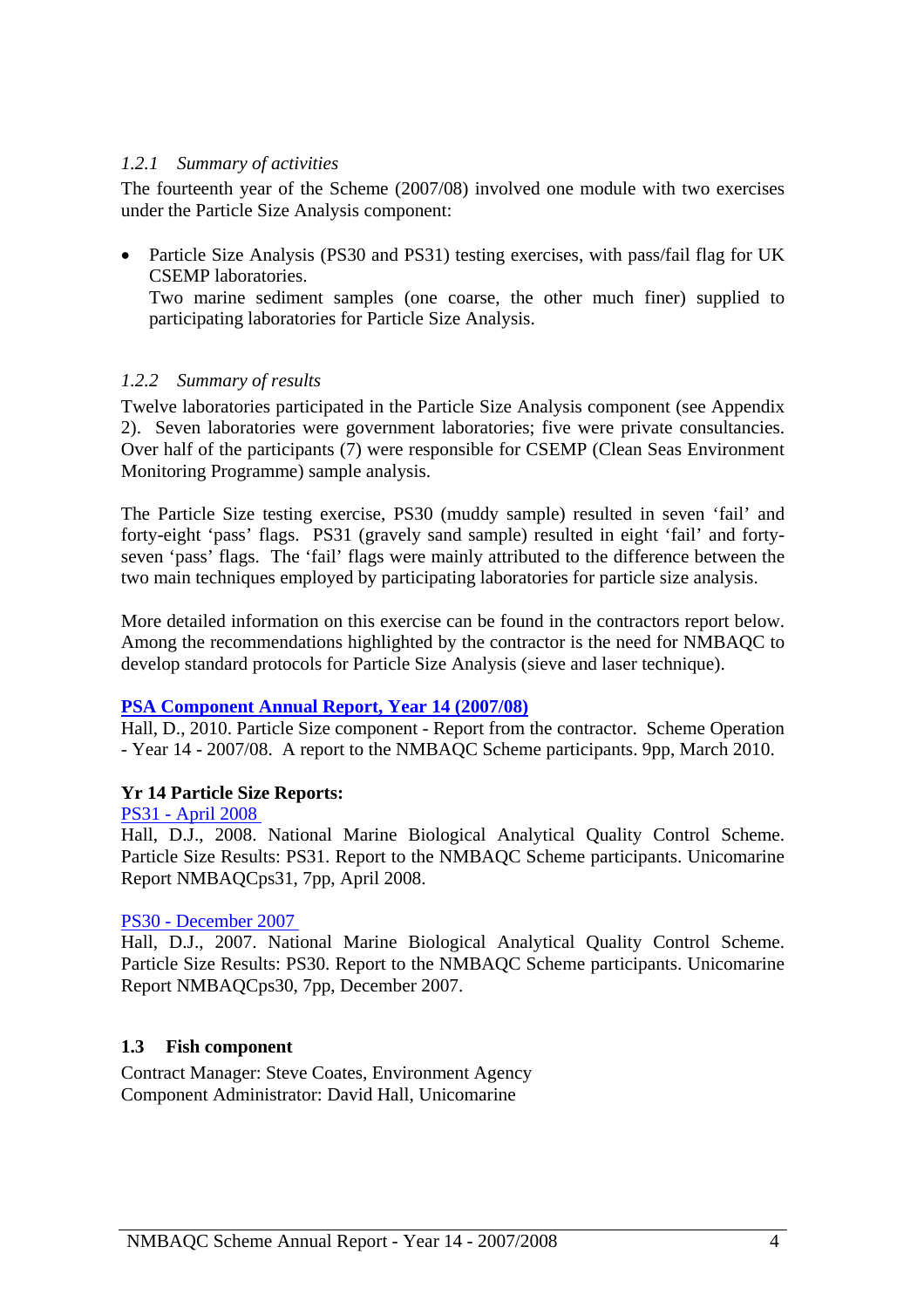### *1.2.1 Summary of activities*

The fourteenth year of the Scheme (2007/08) involved one module with two exercises under the Particle Size Analysis component:

- Particle Size Analysis (PS30 and PS31) testing exercises, with pass/fail flag for UK CSEMP laboratories.
  Two marine sediment samples (one coarse, the other much finer) supplied to participating laboratories for Particle Size Analysis.

### *1.2.2 Summary of results*

Twelve laboratories participated in the Particle Size Analysis component (see Appendix 2). Seven laboratories were government laboratories; five were private consultancies. Over half of the participants (7) were responsible for CSEMP (Clean Seas Environment Monitoring Programme) sample analysis.

The Particle Size testing exercise, PS30 (muddy sample) resulted in seven 'fail' and forty-eight 'pass' flags. PS31 (gravely sand sample) resulted in eight 'fail' and forty-seven 'pass' flags. The 'fail' flags were mainly attributed to the difference between the two main techniques employed by participating laboratories for particle size analysis.

More detailed information on this exercise can be found in the contractors report below. Among the recommendations highlighted by the contractor is the need for NMBAQC to develop standard protocols for Particle Size Analysis (sieve and laser technique).

**PSA Component Annual Report, Year 14 (2007/08)**
Hall, D., 2010. Particle Size component - Report from the contractor. Scheme Operation - Year 14 - 2007/08. A report to the NMBAQC Scheme participants. 9pp, March 2010.

**Yr 14 Particle Size Reports:**
PS31 - April 2008
Hall, D.J., 2008. National Marine Biological Analytical Quality Control Scheme. Particle Size Results: PS31. Report to the NMBAQC Scheme participants. Unicomarine Report NMBAQCps31, 7pp, April 2008.

PS30 - December 2007
Hall, D.J., 2007. National Marine Biological Analytical Quality Control Scheme. Particle Size Results: PS30. Report to the NMBAQC Scheme participants. Unicomarine Report NMBAQCps30, 7pp, December 2007.

## 1.3 Fish component

Contract Manager: Steve Coates, Environment Agency
Component Administrator: David Hall, Unicomarine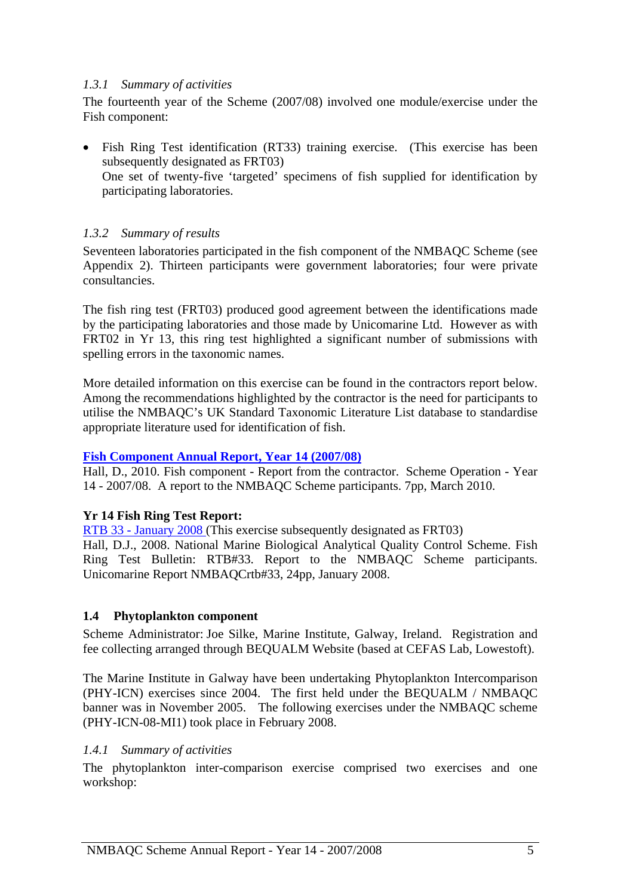#### *1.3.1 Summary of activities*

The fourteenth year of the Scheme (2007/08) involved one module/exercise under the Fish component:

- Fish Ring Test identification (RT33) training exercise. (This exercise has been subsequently designated as FRT03)
  One set of twenty-five 'targeted' specimens of fish supplied for identification by participating laboratories.

#### *1.3.2 Summary of results*

Seventeen laboratories participated in the fish component of the NMBAQC Scheme (see Appendix 2). Thirteen participants were government laboratories; four were private consultancies.

The fish ring test (FRT03) produced good agreement between the identifications made by the participating laboratories and those made by Unicomarine Ltd. However as with FRT02 in Yr 13, this ring test highlighted a significant number of submissions with spelling errors in the taxonomic names.

More detailed information on this exercise can be found in the contractors report below. Among the recommendations highlighted by the contractor is the need for participants to utilise the NMBAQC's UK Standard Taxonomic Literature List database to standardise appropriate literature used for identification of fish.

**Fish Component Annual Report, Year 14 (2007/08)**
Hall, D., 2010. Fish component - Report from the contractor. Scheme Operation - Year 14 - 2007/08. A report to the NMBAQC Scheme participants. 7pp, March 2010.

**Yr 14 Fish Ring Test Report:**
RTB 33 - January 2008 (This exercise subsequently designated as FRT03)
Hall, D.J., 2008. National Marine Biological Analytical Quality Control Scheme. Fish Ring Test Bulletin: RTB#33. Report to the NMBAQC Scheme participants. Unicomarine Report NMBAQCrtb#33, 24pp, January 2008.

### 1.4 Phytoplankton component

Scheme Administrator: Joe Silke, Marine Institute, Galway, Ireland. Registration and fee collecting arranged through BEQUALM Website (based at CEFAS Lab, Lowestoft).

The Marine Institute in Galway have been undertaking Phytoplankton Intercomparison (PHY-ICN) exercises since 2004. The first held under the BEQUALM / NMBAQC banner was in November 2005. The following exercises under the NMBAQC scheme (PHY-ICN-08-MI1) took place in February 2008.

#### *1.4.1 Summary of activities*

The phytoplankton inter-comparison exercise comprised two exercises and one workshop: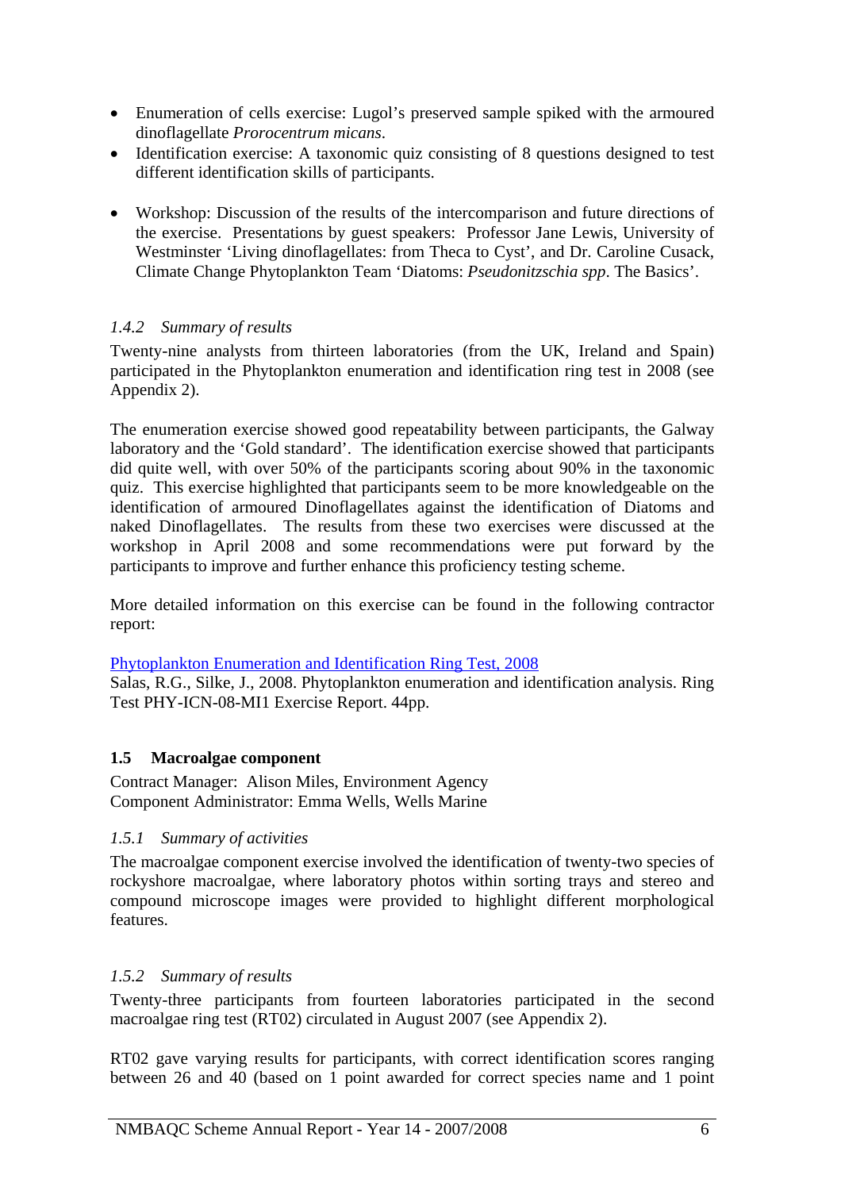- Enumeration of cells exercise: Lugol's preserved sample spiked with the armoured dinoflagellate *Prorocentrum micans*.
- Identification exercise: A taxonomic quiz consisting of 8 questions designed to test different identification skills of participants.

- Workshop: Discussion of the results of the intercomparison and future directions of the exercise. Presentations by guest speakers: Professor Jane Lewis, University of Westminster 'Living dinoflagellates: from Theca to Cyst', and Dr. Caroline Cusack, Climate Change Phytoplankton Team 'Diatoms: *Pseudonitzschia spp*. The Basics'.

### *1.4.2 Summary of results*

Twenty-nine analysts from thirteen laboratories (from the UK, Ireland and Spain) participated in the Phytoplankton enumeration and identification ring test in 2008 (see Appendix 2).

The enumeration exercise showed good repeatability between participants, the Galway laboratory and the 'Gold standard'. The identification exercise showed that participants did quite well, with over 50% of the participants scoring about 90% in the taxonomic quiz. This exercise highlighted that participants seem to be more knowledgeable on the identification of armoured Dinoflagellates against the identification of Diatoms and naked Dinoflagellates. The results from these two exercises were discussed at the workshop in April 2008 and some recommendations were put forward by the participants to improve and further enhance this proficiency testing scheme.

More detailed information on this exercise can be found in the following contractor report:

Phytoplankton Enumeration and Identification Ring Test, 2008
Salas, R.G., Silke, J., 2008. Phytoplankton enumeration and identification analysis. Ring Test PHY-ICN-08-MI1 Exercise Report. 44pp.

## 1.5 Macroalgae component

Contract Manager: Alison Miles, Environment Agency
Component Administrator: Emma Wells, Wells Marine

### *1.5.1 Summary of activities*

The macroalgae component exercise involved the identification of twenty-two species of rockyshore macroalgae, where laboratory photos within sorting trays and stereo and compound microscope images were provided to highlight different morphological features.

### *1.5.2 Summary of results*

Twenty-three participants from fourteen laboratories participated in the second macroalgae ring test (RT02) circulated in August 2007 (see Appendix 2).

RT02 gave varying results for participants, with correct identification scores ranging between 26 and 40 (based on 1 point awarded for correct species name and 1 point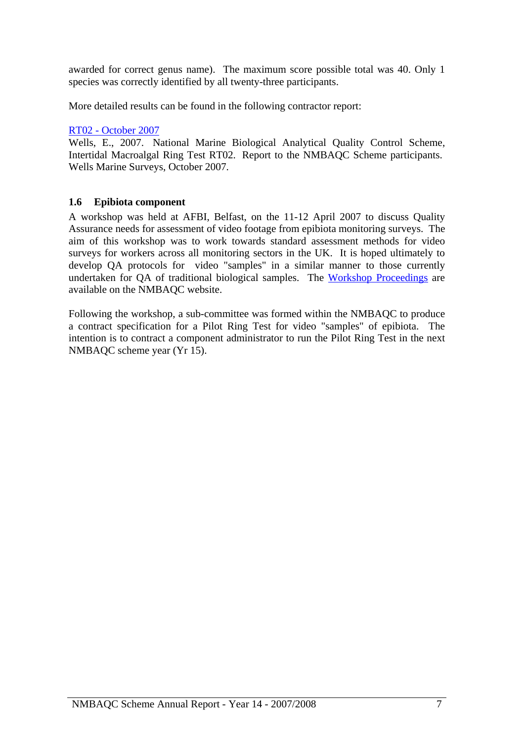awarded for correct genus name). The maximum score possible total was 40. Only 1 species was correctly identified by all twenty-three participants.

More detailed results can be found in the following contractor report:

RT02 - October 2007
Wells, E., 2007. National Marine Biological Analytical Quality Control Scheme, Intertidal Macroalgal Ring Test RT02. Report to the NMBAQC Scheme participants. Wells Marine Surveys, October 2007.

### 1.6 Epibiota component

A workshop was held at AFBI, Belfast, on the 11-12 April 2007 to discuss Quality Assurance needs for assessment of video footage from epibiota monitoring surveys. The aim of this workshop was to work towards standard assessment methods for video surveys for workers across all monitoring sectors in the UK. It is hoped ultimately to develop QA protocols for video "samples" in a similar manner to those currently undertaken for QA of traditional biological samples. The Workshop Proceedings are available on the NMBAQC website.

Following the workshop, a sub-committee was formed within the NMBAQC to produce a contract specification for a Pilot Ring Test for video "samples" of epibiota. The intention is to contract a component administrator to run the Pilot Ring Test in the next NMBAQC scheme year (Yr 15).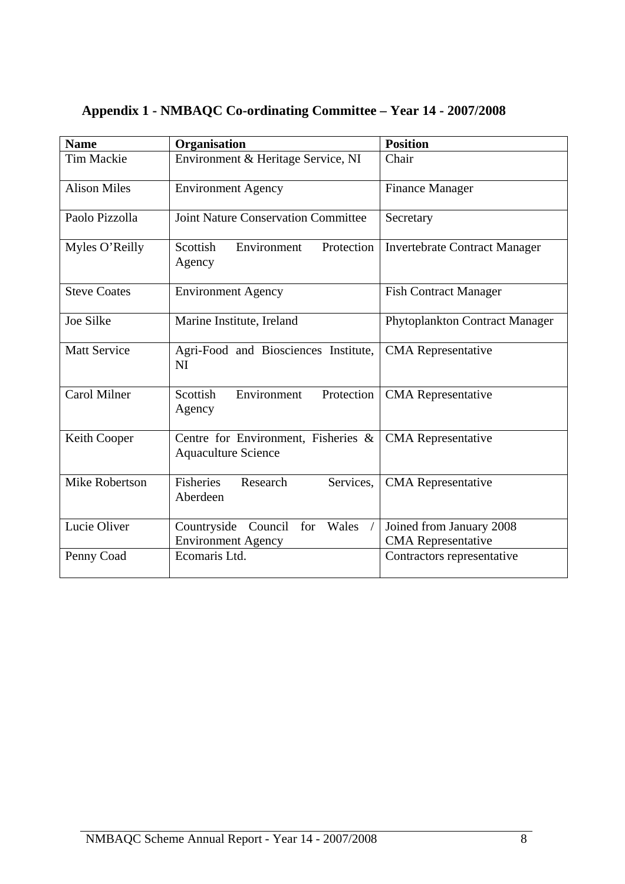# Appendix 1 - NMBAQC Co-ordinating Committee – Year 14 - 2007/2008

| Name | Organisation | Position |
|---|---|---|
| Tim Mackie | Environment & Heritage Service, NI | Chair |
| Alison Miles | Environment Agency | Finance Manager |
| Paolo Pizzolla | Joint Nature Conservation Committee | Secretary |
| Myles O'Reilly | Scottish Environment Protection Agency | Invertebrate Contract Manager |
| Steve Coates | Environment Agency | Fish Contract Manager |
| Joe Silke | Marine Institute, Ireland | Phytoplankton Contract Manager |
| Matt Service | Agri-Food and Biosciences Institute, NI | CMA Representative |
| Carol Milner | Scottish Environment Protection Agency | CMA Representative |
| Keith Cooper | Centre for Environment, Fisheries & Aquaculture Science | CMA Representative |
| Mike Robertson | Fisheries Research Services, Aberdeen | CMA Representative |
| Lucie Oliver | Countryside Council for Wales / Environment Agency | Joined from January 2008 CMA Representative |
| Penny Coad | Ecomaris Ltd. | Contractors representative |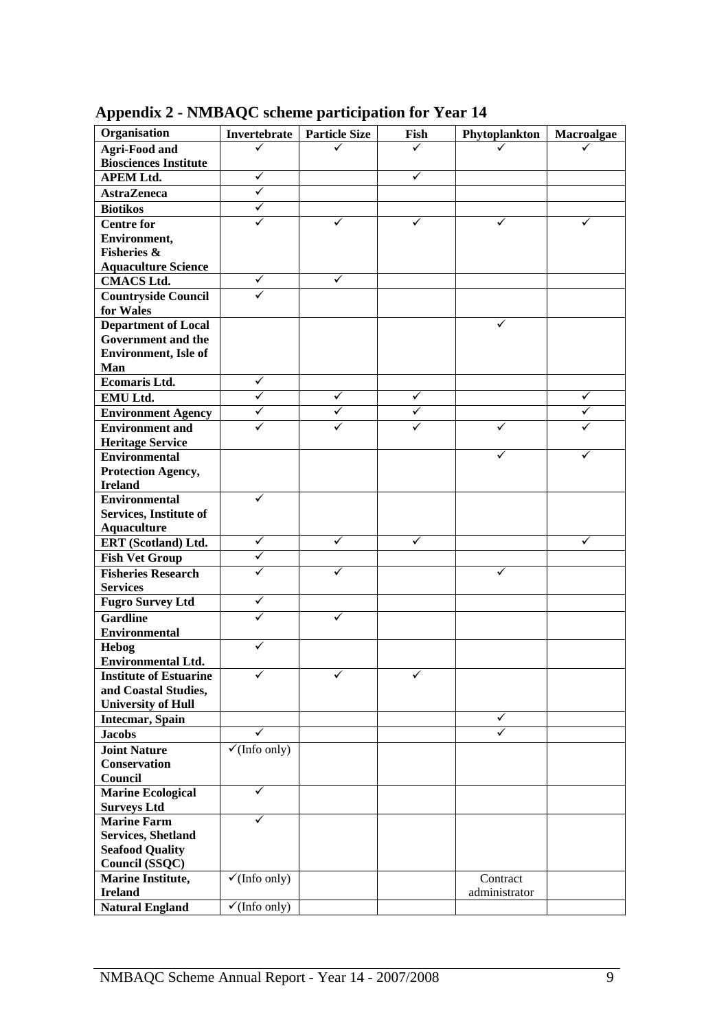## Appendix 2 - NMBAQC scheme participation for Year 14

| Organisation | Invertebrate | Particle Size | Fish | Phytoplankton | Macroalgae |
|---|---|---|---|---|---|
| **Agri-Food and Biosciences Institute** | ✓ | ✓ | ✓ | ✓ | ✓ |
| **APEM Ltd.** | ✓ | | ✓ | | |
| **AstraZeneca** | ✓ | | | | |
| **Biotikos** | ✓ | | | | |
| **Centre for Environment, Fisheries & Aquaculture Science** | ✓ | ✓ | ✓ | ✓ | ✓ |
| **CMACS Ltd.** | ✓ | ✓ | | | |
| **Countryside Council for Wales** | ✓ | | | | |
| **Department of Local Government and the Environment, Isle of Man** | | | | ✓ | |
| **Ecomaris Ltd.** | ✓ | | | | |
| **EMU Ltd.** | ✓ | ✓ | ✓ | | ✓ |
| **Environment Agency** | ✓ | ✓ | ✓ | | ✓ |
| **Environment and Heritage Service** | ✓ | ✓ | ✓ | ✓ | ✓ |
| **Environmental Protection Agency, Ireland** | | | | ✓ | ✓ |
| **Environmental Services, Institute of Aquaculture** | ✓ | | | | |
| **ERT (Scotland) Ltd.** | ✓ | ✓ | ✓ | | ✓ |
| **Fish Vet Group** | ✓ | | | | |
| **Fisheries Research Services** | ✓ | ✓ | | ✓ | |
| **Fugro Survey Ltd** | ✓ | | | | |
| **Gardline Environmental** | ✓ | ✓ | | | |
| **Hebog Environmental Ltd.** | ✓ | | | | |
| **Institute of Estuarine and Coastal Studies, University of Hull** | ✓ | ✓ | ✓ | | |
| **Intecmar, Spain** | | | | ✓ | |
| **Jacobs** | ✓ | | | ✓ | |
| **Joint Nature Conservation Council** | ✓(Info only) | | | | |
| **Marine Ecological Surveys Ltd** | ✓ | | | | |
| **Marine Farm Services, Shetland Seafood Quality Council (SSQC)** | ✓ | | | | |
| **Marine Institute, Ireland** | ✓(Info only) | | | Contract administrator | |
| **Natural England** | ✓(Info only) | | | | |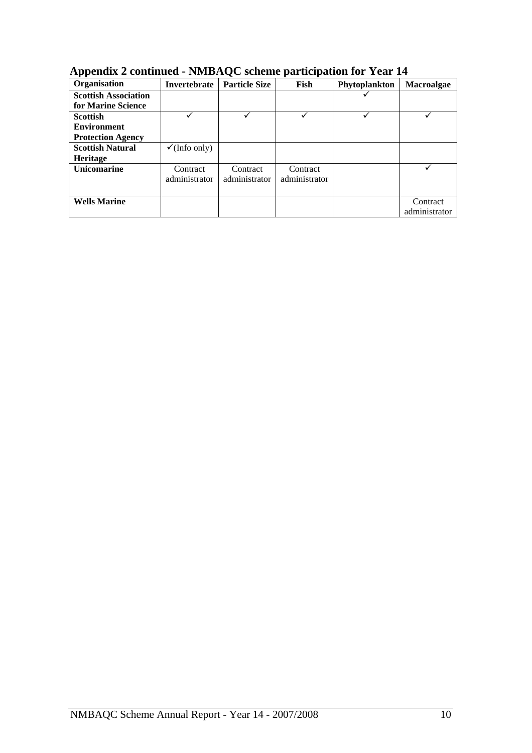## Appendix 2 continued - NMBAQC scheme participation for Year 14

| Organisation | Invertebrate | Particle Size | Fish | Phytoplankton | Macroalgae |
|---|---|---|---|---|---|
| **Scottish Association for Marine Science** | | | | ✓ | |
| **Scottish Environment Protection Agency** | ✓ | ✓ | ✓ | ✓ | ✓ |
| **Scottish Natural Heritage** | ✓(Info only) | | | | |
| **Unicomarine** | Contract administrator | Contract administrator | Contract administrator | | ✓ |
| **Wells Marine** | | | | | Contract administrator |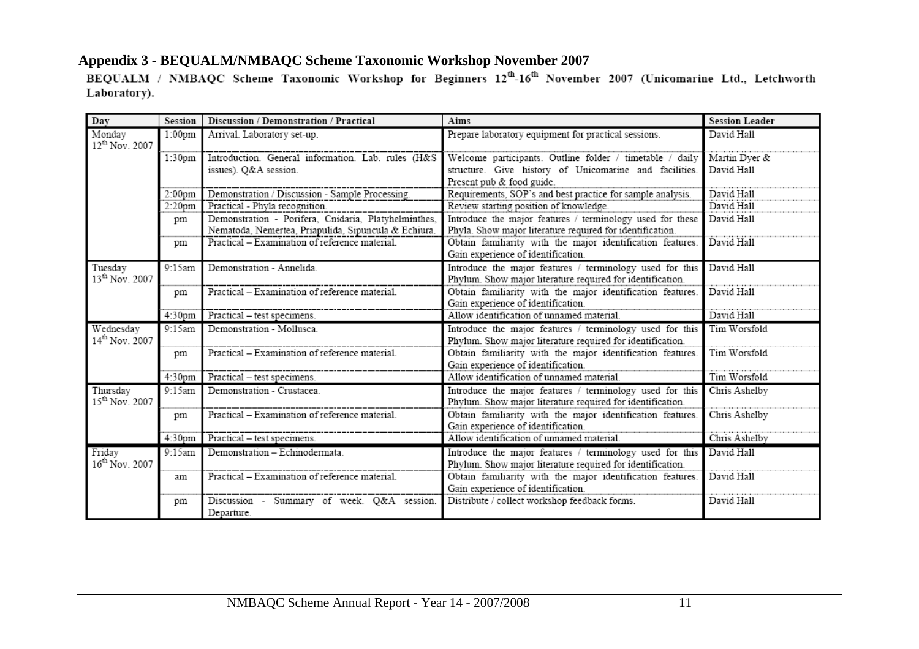## Appendix 3 - BEQUALM/NMBAQC Scheme Taxonomic Workshop November 2007

**BEQUALM / NMBAQC Scheme Taxonomic Workshop for Beginners 12th-16th November 2007 (Unicomarine Ltd., Letchworth Laboratory).**

| Day | Session | Discussion / Demonstration / Practical | Aims | Session Leader |
|---|---|---|---|---|
| Monday 12th Nov. 2007 | 1:00pm | Arrival. Laboratory set-up. | Prepare laboratory equipment for practical sessions. | David Hall |
| | 1:30pm | Introduction. General information. Lab. rules (H&S issues). Q&A session. | Welcome participants. Outline folder / timetable / daily structure. Give history of Unicomarine and facilities. Present pub & food guide. | Martin Dyer & David Hall |
| | 2:00pm | Demonstration / Discussion - Sample Processing. | Requirements, SOP's and best practice for sample analysis. | David Hall |
| | 2:20pm | Practical - Phyla recognition. | Review starting position of knowledge. | David Hall |
| | pm | Demonstration - Porifera, Cnidaria, Platyhelminthes, Nematoda, Nemertea, Priapulida, Sipuncula & Echiura. | Introduce the major features / terminology used for these Phyla. Show major literature required for identification. | David Hall |
| | pm | Practical – Examination of reference material. | Obtain familiarity with the major identification features. Gain experience of identification. | David Hall |
| Tuesday 13th Nov. 2007 | 9:15am | Demonstration - Annelida. | Introduce the major features / terminology used for this Phylum. Show major literature required for identification. | David Hall |
| | pm | Practical – Examination of reference material. | Obtain familiarity with the major identification features. Gain experience of identification. | David Hall |
| | 4:30pm | Practical – test specimens. | Allow identification of unnamed material. | David Hall |
| Wednesday 14th Nov. 2007 | 9:15am | Demonstration - Mollusca. | Introduce the major features / terminology used for this Phylum. Show major literature required for identification. | Tim Worsfold |
| | pm | Practical – Examination of reference material. | Obtain familiarity with the major identification features. Gain experience of identification. | Tim Worsfold |
| | 4:30pm | Practical – test specimens. | Allow identification of unnamed material. | Tim Worsfold |
| Thursday 15th Nov. 2007 | 9:15am | Demonstration - Crustacea. | Introduce the major features / terminology used for this Phylum. Show major literature required for identification. | Chris Ashelby |
| | pm | Practical – Examination of reference material. | Obtain familiarity with the major identification features. Gain experience of identification. | Chris Ashelby |
| | 4:30pm | Practical – test specimens. | Allow identification of unnamed material. | Chris Ashelby |
| Friday 16th Nov. 2007 | 9:15am | Demonstration – Echinodermata. | Introduce the major features / terminology used for this Phylum. Show major literature required for identification. | David Hall |
| | am | Practical – Examination of reference material. | Obtain familiarity with the major identification features. Gain experience of identification. | David Hall |
| | pm | Discussion - Summary of week. Q&A session. Departure. | Distribute / collect workshop feedback forms. | David Hall |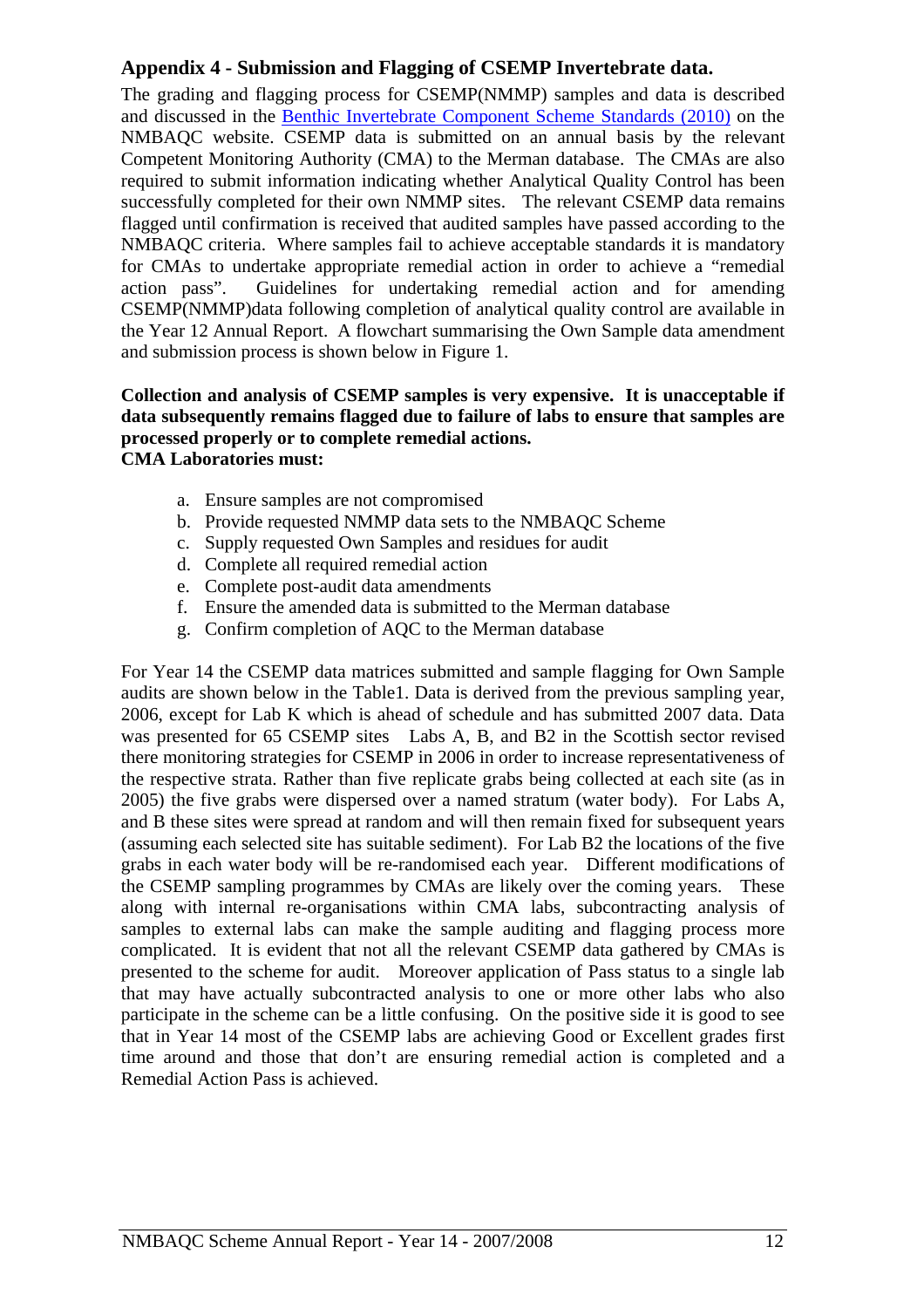## Appendix 4 - Submission and Flagging of CSEMP Invertebrate data.

The grading and flagging process for CSEMP(NMMP) samples and data is described and discussed in the Benthic Invertebrate Component Scheme Standards (2010) on the NMBAQC website. CSEMP data is submitted on an annual basis by the relevant Competent Monitoring Authority (CMA) to the Merman database. The CMAs are also required to submit information indicating whether Analytical Quality Control has been successfully completed for their own NMMP sites. The relevant CSEMP data remains flagged until confirmation is received that audited samples have passed according to the NMBAQC criteria. Where samples fail to achieve acceptable standards it is mandatory for CMAs to undertake appropriate remedial action in order to achieve a "remedial action pass". Guidelines for undertaking remedial action and for amending CSEMP(NMMP)data following completion of analytical quality control are available in the Year 12 Annual Report. A flowchart summarising the Own Sample data amendment and submission process is shown below in Figure 1.

**Collection and analysis of CSEMP samples is very expensive. It is unacceptable if data subsequently remains flagged due to failure of labs to ensure that samples are processed properly or to complete remedial actions.**
**CMA Laboratories must:**

a. Ensure samples are not compromised
b. Provide requested NMMP data sets to the NMBAQC Scheme
c. Supply requested Own Samples and residues for audit
d. Complete all required remedial action
e. Complete post-audit data amendments
f. Ensure the amended data is submitted to the Merman database
g. Confirm completion of AQC to the Merman database

For Year 14 the CSEMP data matrices submitted and sample flagging for Own Sample audits are shown below in the Table1. Data is derived from the previous sampling year, 2006, except for Lab K which is ahead of schedule and has submitted 2007 data. Data was presented for 65 CSEMP sites Labs A, B, and B2 in the Scottish sector revised there monitoring strategies for CSEMP in 2006 in order to increase representativeness of the respective strata. Rather than five replicate grabs being collected at each site (as in 2005) the five grabs were dispersed over a named stratum (water body). For Labs A, and B these sites were spread at random and will then remain fixed for subsequent years (assuming each selected site has suitable sediment). For Lab B2 the locations of the five grabs in each water body will be re-randomised each year. Different modifications of the CSEMP sampling programmes by CMAs are likely over the coming years. These along with internal re-organisations within CMA labs, subcontracting analysis of samples to external labs can make the sample auditing and flagging process more complicated. It is evident that not all the relevant CSEMP data gathered by CMAs is presented to the scheme for audit. Moreover application of Pass status to a single lab that may have actually subcontracted analysis to one or more other labs who also participate in the scheme can be a little confusing. On the positive side it is good to see that in Year 14 most of the CSEMP labs are achieving Good or Excellent grades first time around and those that don't are ensuring remedial action is completed and a Remedial Action Pass is achieved.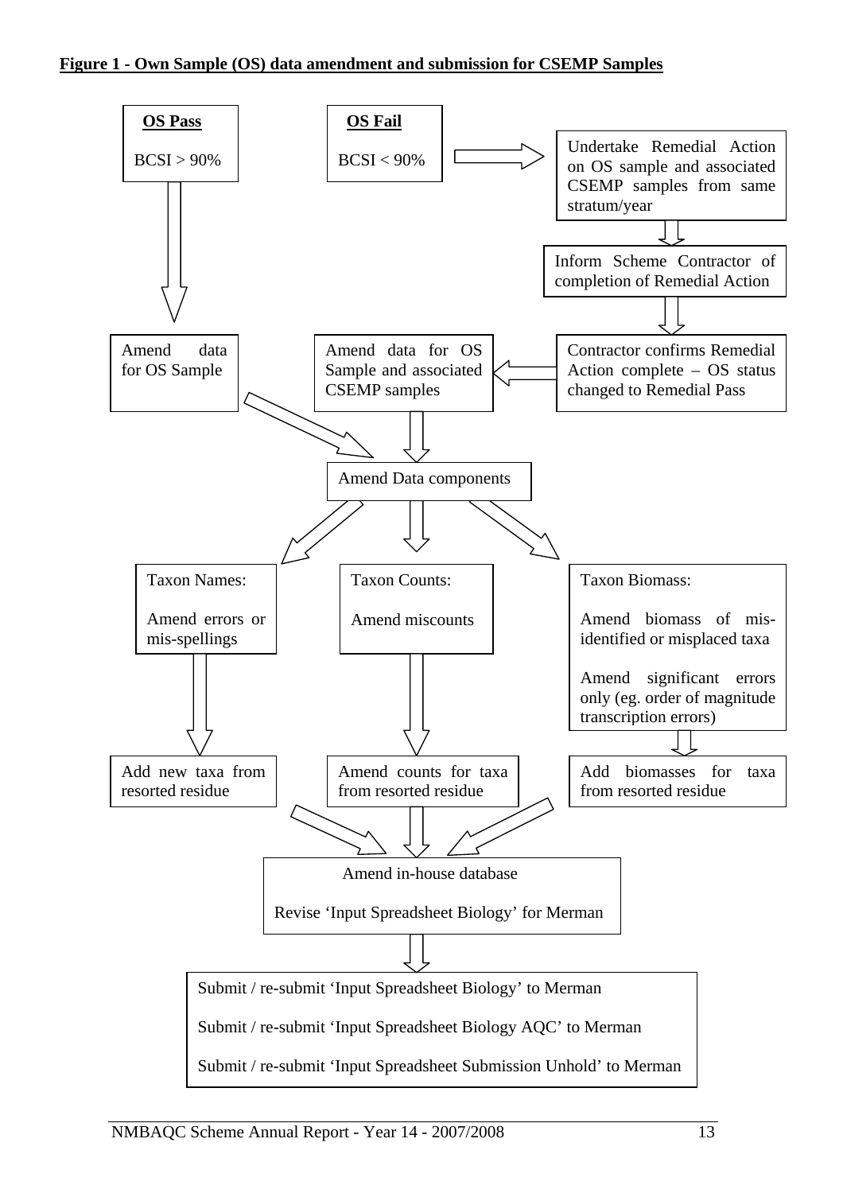**Figure 1 - Own Sample (OS) data amendment and submission for CSEMP Samples**

**OS Pass**

BCSI > 90%

**OS Fail**

BCSI < 90%

Undertake Remedial Action on OS sample and associated CSEMP samples from same stratum/year

Inform Scheme Contractor of completion of Remedial Action

Contractor confirms Remedial Action complete – OS status changed to Remedial Pass

Amend data for OS Sample

Amend data for OS Sample and associated CSEMP samples

Amend Data components

Taxon Names:

Amend errors or mis-spellings

Taxon Counts:

Amend miscounts

Taxon Biomass:

Amend biomass of mis-identified or misplaced taxa

Amend significant errors only (eg. order of magnitude transcription errors)

Add new taxa from resorted residue

Amend counts for taxa from resorted residue

Add biomasses for taxa from resorted residue

Amend in-house database

Revise 'Input Spreadsheet Biology' for Merman

Submit / re-submit 'Input Spreadsheet Biology' to Merman

Submit / re-submit 'Input Spreadsheet Biology AQC' to Merman

Submit / re-submit 'Input Spreadsheet Submission Unhold' to Merman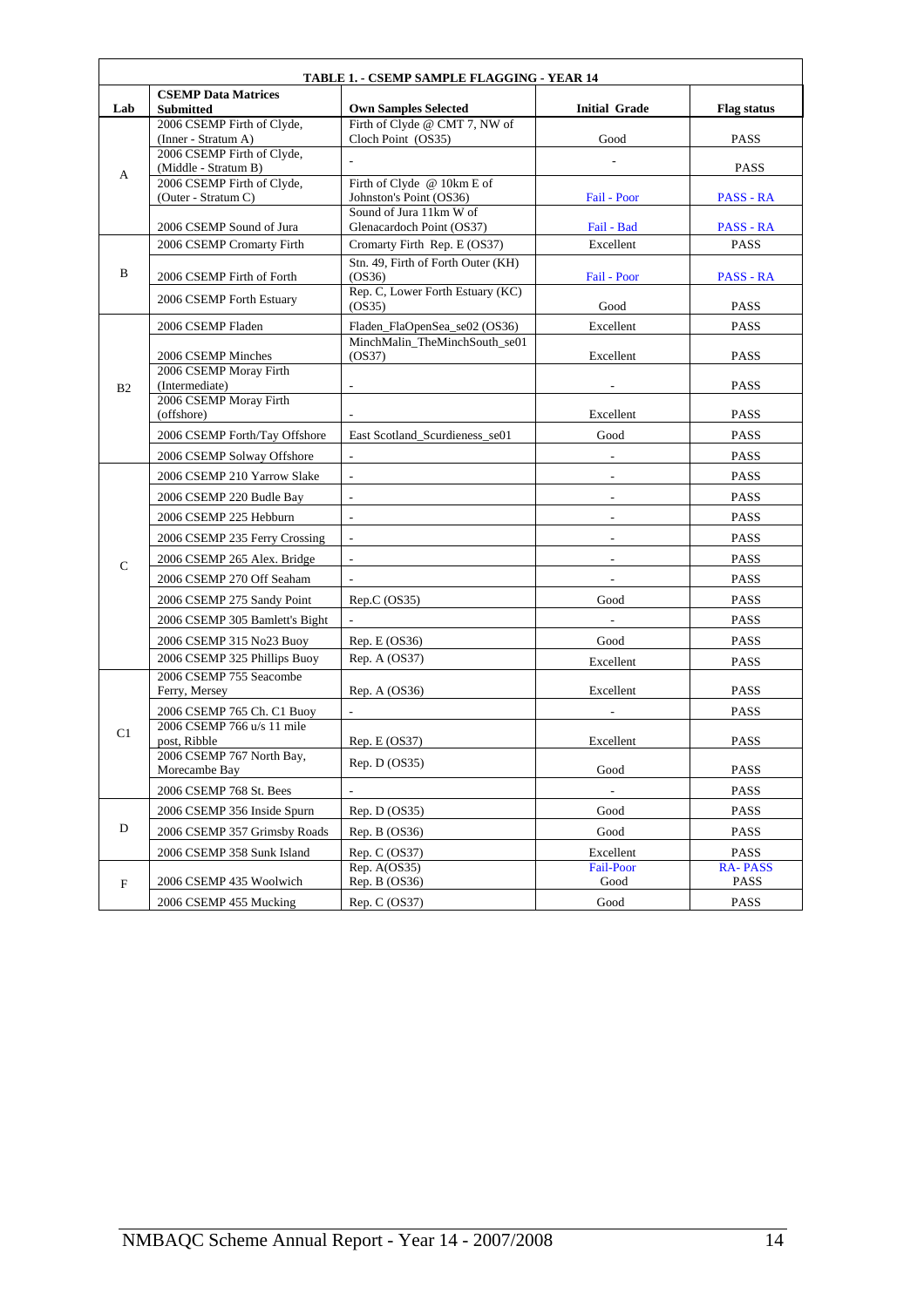**TABLE 1. - CSEMP SAMPLE FLAGGING - YEAR 14**

| Lab | CSEMP Data Matrices Submitted | Own Samples Selected | Initial Grade | Flag status |
|---|---|---|---|---|
| A | 2006 CSEMP Firth of Clyde, (Inner - Stratum A) | Firth of Clyde @ CMT 7, NW of Cloch Point (OS35) | Good | PASS |
| | 2006 CSEMP Firth of Clyde, (Middle - Stratum B) | - | - | PASS |
| | 2006 CSEMP Firth of Clyde, (Outer - Stratum C) | Firth of Clyde @ 10km E of Johnston's Point (OS36) | Fail - Poor | PASS - RA |
| | 2006 CSEMP Sound of Jura | Sound of Jura 11km W of Glenacardoch Point (OS37) | Fail - Bad | PASS - RA |
| B | 2006 CSEMP Cromarty Firth | Cromarty Firth Rep. E (OS37) | Excellent | PASS |
| | 2006 CSEMP Firth of Forth | Stn. 49, Firth of Forth Outer (KH) (OS36) | Fail - Poor | PASS - RA |
| | 2006 CSEMP Forth Estuary | Rep. C, Lower Forth Estuary (KC) (OS35) | Good | PASS |
| B2 | 2006 CSEMP Fladen | Fladen_FlaOpenSea_se02 (OS36) | Excellent | PASS |
| | 2006 CSEMP Minches | MinchMalin_TheMinchSouth_se01 (OS37) | Excellent | PASS |
| | 2006 CSEMP Moray Firth (Intermediate) | - | - | PASS |
| | 2006 CSEMP Moray Firth (offshore) | - | Excellent | PASS |
| | 2006 CSEMP Forth/Tay Offshore | East Scotland_Scurdieness_se01 | Good | PASS |
| | 2006 CSEMP Solway Offshore | - | - | PASS |
| C | 2006 CSEMP 210 Yarrow Slake | - | - | PASS |
| | 2006 CSEMP 220 Budle Bay | - | - | PASS |
| | 2006 CSEMP 225 Hebburn | - | - | PASS |
| | 2006 CSEMP 235 Ferry Crossing | - | - | PASS |
| | 2006 CSEMP 265 Alex. Bridge | - | - | PASS |
| | 2006 CSEMP 270 Off Seaham | - | - | PASS |
| | 2006 CSEMP 275 Sandy Point | Rep.C (OS35) | Good | PASS |
| | 2006 CSEMP 305 Bamlett's Bight | - | - | PASS |
| | 2006 CSEMP 315 No23 Buoy | Rep. E (OS36) | Good | PASS |
| | 2006 CSEMP 325 Phillips Buoy | Rep. A (OS37) | Excellent | PASS |
| C1 | 2006 CSEMP 755 Seacombe Ferry, Mersey | Rep. A (OS36) | Excellent | PASS |
| | 2006 CSEMP 765 Ch. C1 Buoy | - | - | PASS |
| | 2006 CSEMP 766 u/s 11 mile post, Ribble | Rep. E (OS37) | Excellent | PASS |
| | 2006 CSEMP 767 North Bay, Morecambe Bay | Rep. D (OS35) | Good | PASS |
| | 2006 CSEMP 768 St. Bees | - | - | PASS |
| D | 2006 CSEMP 356 Inside Spurn | Rep. D (OS35) | Good | PASS |
| | 2006 CSEMP 357 Grimsby Roads | Rep. B (OS36) | Good | PASS |
| | 2006 CSEMP 358 Sunk Island | Rep. C (OS37) | Excellent | PASS |
| F | 2006 CSEMP 435 Woolwich | Rep. A(OS35)<br>Rep. B (OS36) | Fail-Poor<br>Good | RA- PASS<br>PASS |
| | 2006 CSEMP 455 Mucking | Rep. C (OS37) | Good | PASS |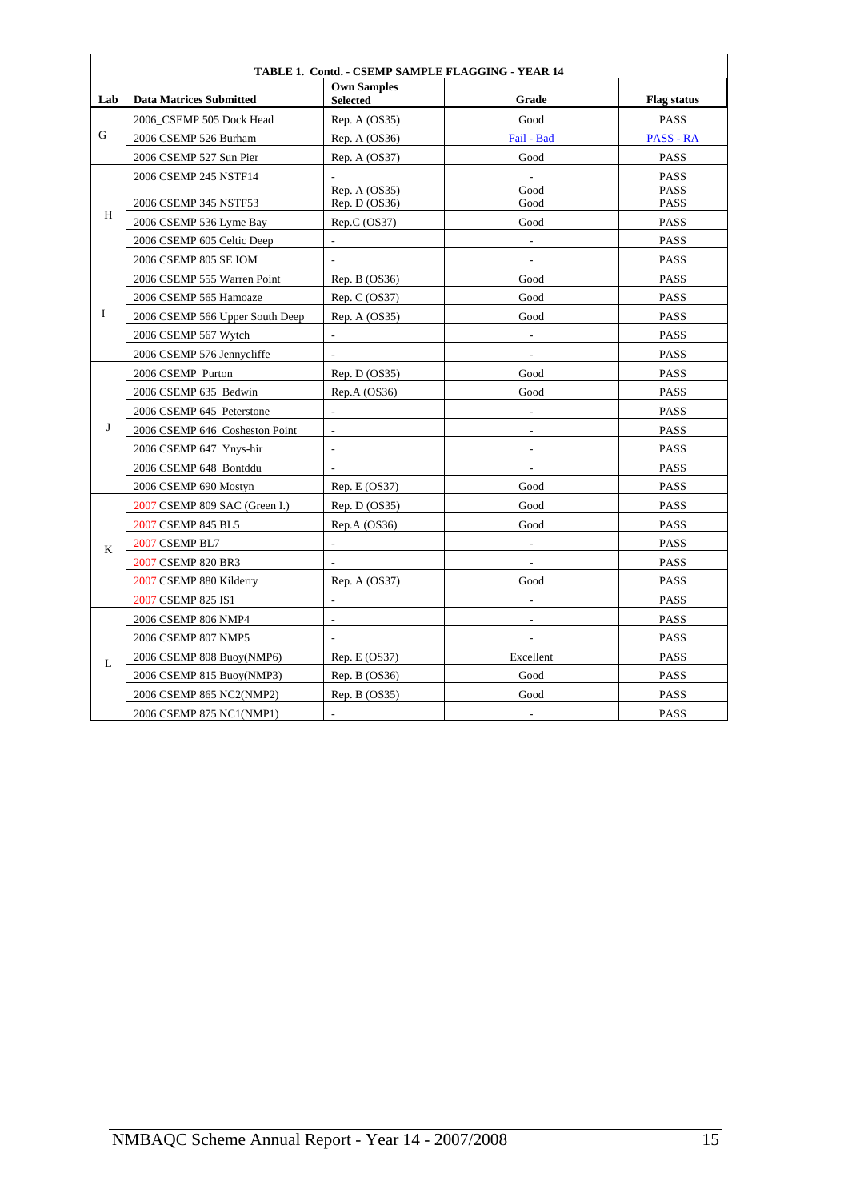| TABLE 1. Contd. - CSEMP SAMPLE FLAGGING - YEAR 14 | | | | |
|---|---|---|---|---|
| Lab | Data Matrices Submitted | Own Samples Selected | Grade | Flag status |
| G | 2006_CSEMP 505 Dock Head | Rep. A (OS35) | Good | PASS |
| | 2006 CSEMP 526 Burham | Rep. A (OS36) | Fail - Bad | PASS - RA |
| | 2006 CSEMP 527 Sun Pier | Rep. A (OS37) | Good | PASS |
| H | 2006 CSEMP 245 NSTF14 | - | - | PASS |
| | 2006 CSEMP 345 NSTF53 | Rep. A (OS35)<br>Rep. D (OS36) | Good<br>Good | PASS<br>PASS |
| | 2006 CSEMP 536 Lyme Bay | Rep.C (OS37) | Good | PASS |
| | 2006 CSEMP 605 Celtic Deep | - | - | PASS |
| | 2006 CSEMP 805 SE IOM | - | - | PASS |
| I | 2006 CSEMP 555 Warren Point | Rep. B (OS36) | Good | PASS |
| | 2006 CSEMP 565 Hamoaze | Rep. C (OS37) | Good | PASS |
| | 2006 CSEMP 566 Upper South Deep | Rep. A (OS35) | Good | PASS |
| | 2006 CSEMP 567 Wytch | - | - | PASS |
| | 2006 CSEMP 576 Jennycliffe | - | - | PASS |
| J | 2006 CSEMP Purton | Rep. D (OS35) | Good | PASS |
| | 2006 CSEMP 635 Bedwin | Rep.A (OS36) | Good | PASS |
| | 2006 CSEMP 645 Peterstone | - | - | PASS |
| | 2006 CSEMP 646 Cosheston Point | - | - | PASS |
| | 2006 CSEMP 647 Ynys-hir | - | - | PASS |
| | 2006 CSEMP 648 Bontddu | - | - | PASS |
| | 2006 CSEMP 690 Mostyn | Rep. E (OS37) | Good | PASS |
| K | 2007 CSEMP 809 SAC (Green I.) | Rep. D (OS35) | Good | PASS |
| | 2007 CSEMP 845 BL5 | Rep.A (OS36) | Good | PASS |
| | 2007 CSEMP BL7 | - | - | PASS |
| | 2007 CSEMP 820 BR3 | - | - | PASS |
| | 2007 CSEMP 880 Kilderry | Rep. A (OS37) | Good | PASS |
| | 2007 CSEMP 825 IS1 | - | - | PASS |
| L | 2006 CSEMP 806 NMP4 | - | - | PASS |
| | 2006 CSEMP 807 NMP5 | - | - | PASS |
| | 2006 CSEMP 808 Buoy(NMP6) | Rep. E (OS37) | Excellent | PASS |
| | 2006 CSEMP 815 Buoy(NMP3) | Rep. B (OS36) | Good | PASS |
| | 2006 CSEMP 865 NC2(NMP2) | Rep. B (OS35) | Good | PASS |
| | 2006 CSEMP 875 NC1(NMP1) | - | - | PASS |